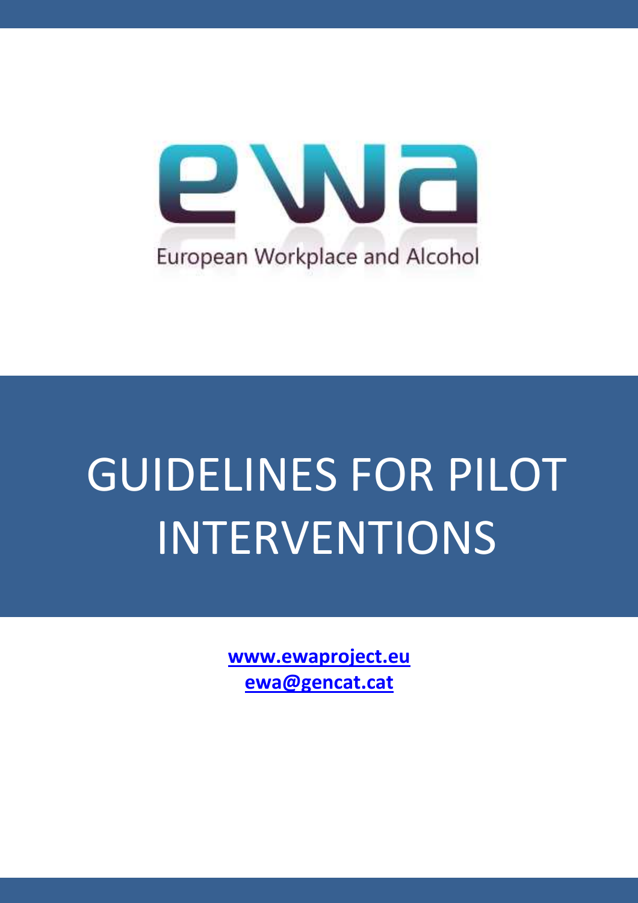ewa

European Workplace and Alcohol

# GUIDELINES FOR PILOT INTERVENTIONS

**[www.ewaproject.eu](http://www.ewaproject.eu)**
**[ewa@gencat.cat](mailto:ewa@gencat.cat)**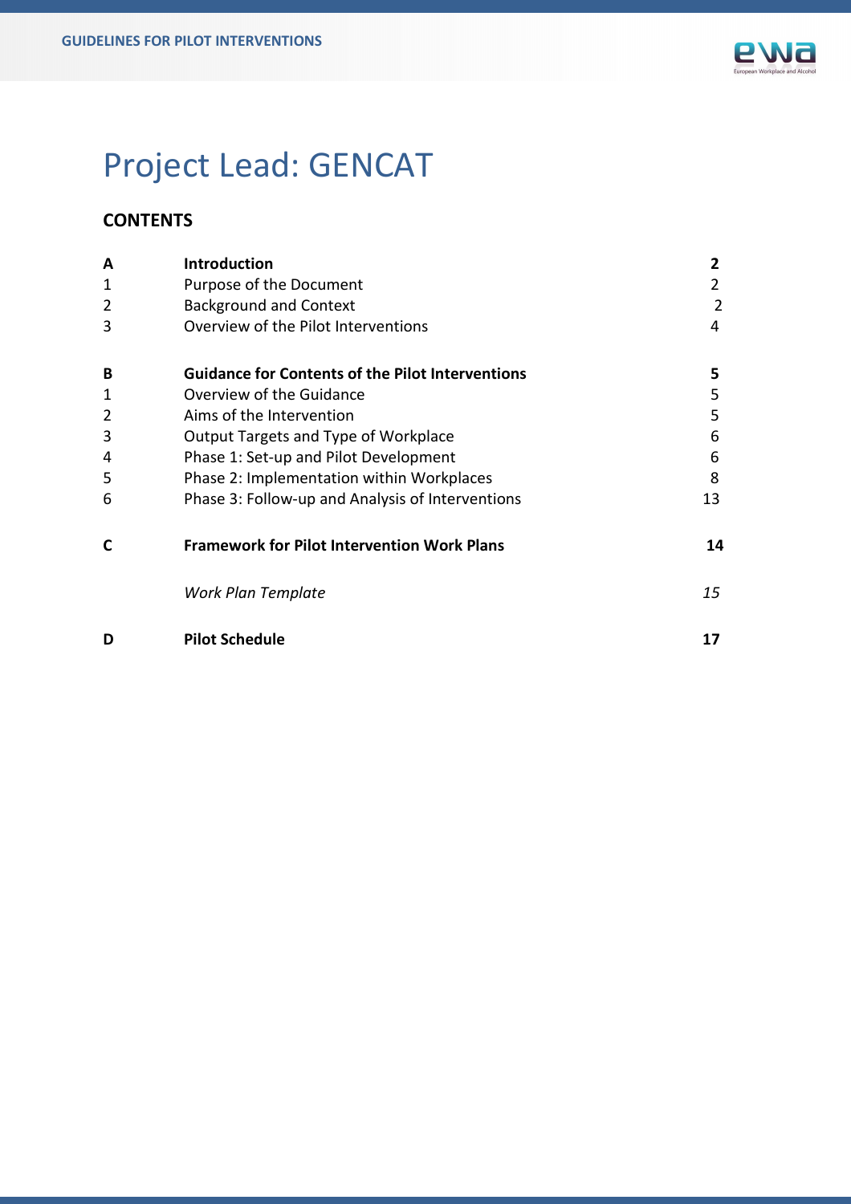# Project Lead: GENCAT

## CONTENTS

| | | |
|---|---|---|
| **A** | **Introduction** | **2** |
| 1 | Purpose of the Document | 2 |
| 2 | Background and Context | 2 |
| 3 | Overview of the Pilot Interventions | 4 |
| **B** | **Guidance for Contents of the Pilot Interventions** | **5** |
| 1 | Overview of the Guidance | 5 |
| 2 | Aims of the Intervention | 5 |
| 3 | Output Targets and Type of Workplace | 6 |
| 4 | Phase 1: Set-up and Pilot Development | 6 |
| 5 | Phase 2: Implementation within Workplaces | 8 |
| 6 | Phase 3: Follow-up and Analysis of Interventions | 13 |
| **C** | **Framework for Pilot Intervention Work Plans** | **14** |
| | *Work Plan Template* | *15* |
| **D** | **Pilot Schedule** | **17** |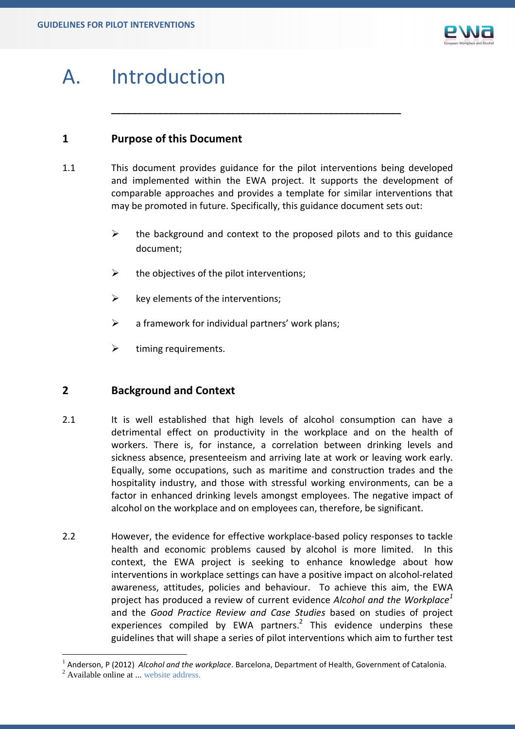# A. Introduction

---

## 1 Purpose of this Document

1.1 This document provides guidance for the pilot interventions being developed and implemented within the EWA project. It supports the development of comparable approaches and provides a template for similar interventions that may be promoted in future. Specifically, this guidance document sets out:

- the background and context to the proposed pilots and to this guidance document;
- the objectives of the pilot interventions;
- key elements of the interventions;
- a framework for individual partners' work plans;
- timing requirements.

## 2 Background and Context

2.1 It is well established that high levels of alcohol consumption can have a detrimental effect on productivity in the workplace and on the health of workers. There is, for instance, a correlation between drinking levels and sickness absence, presenteeism and arriving late at work or leaving work early. Equally, some occupations, such as maritime and construction trades and the hospitality industry, and those with stressful working environments, can be a factor in enhanced drinking levels amongst employees. The negative impact of alcohol on the workplace and on employees can, therefore, be significant.

2.2 However, the evidence for effective workplace-based policy responses to tackle health and economic problems caused by alcohol is more limited. In this context, the EWA project is seeking to enhance knowledge about how interventions in workplace settings can have a positive impact on alcohol-related awareness, attitudes, policies and behaviour. To achieve this aim, the EWA project has produced a review of current evidence *Alcohol and the Workplace*[1] and the *Good Practice Review and Case Studies* based on studies of project experiences compiled by EWA partners.[2] This evidence underpins these guidelines that will shape a series of pilot interventions which aim to further test

---

[1] Anderson, P (2012) *Alcohol and the workplace*. Barcelona, Department of Health, Government of Catalonia.

[2] Available online at ... website address.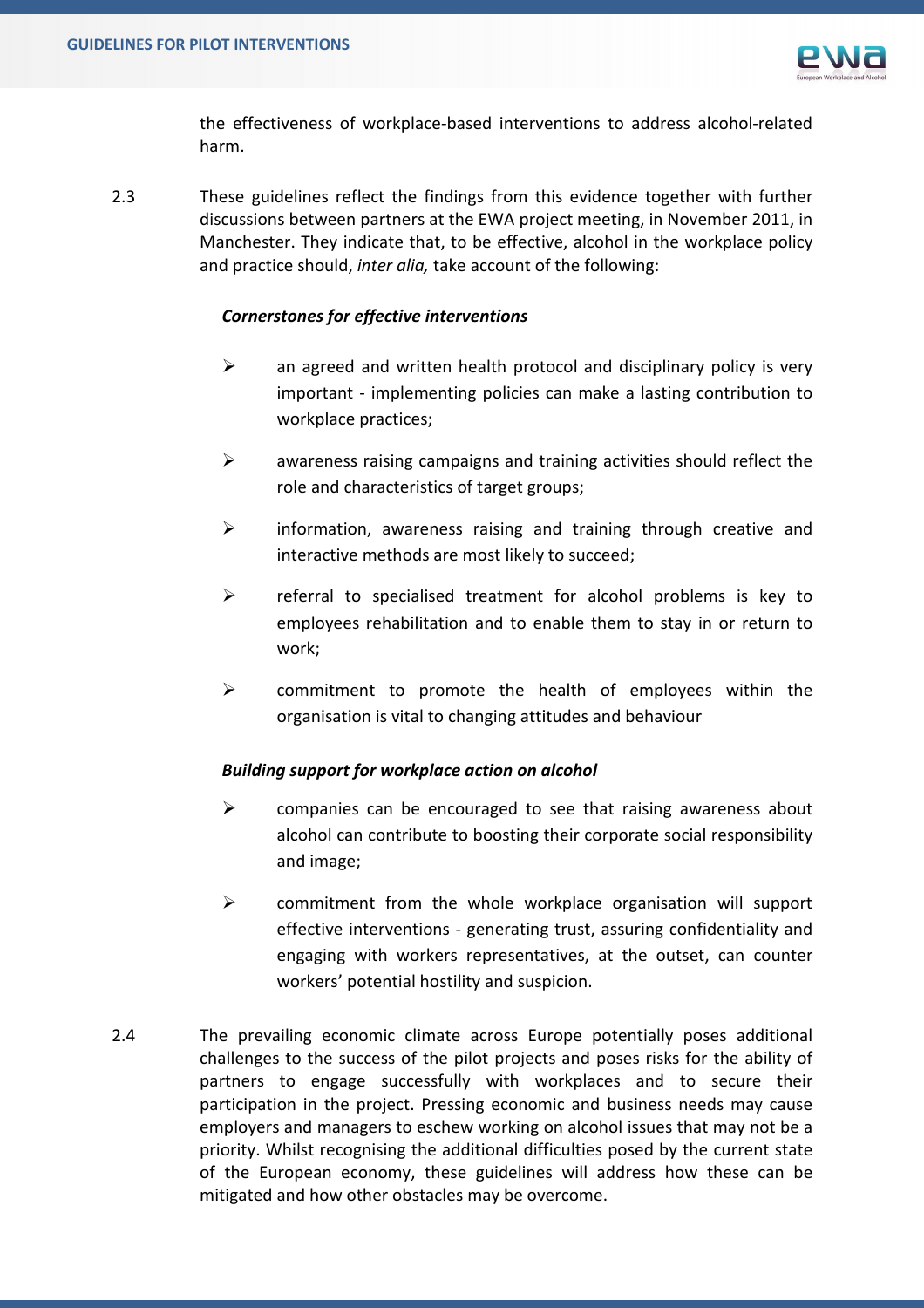the effectiveness of workplace-based interventions to address alcohol-related harm.

2.3 These guidelines reflect the findings from this evidence together with further discussions between partners at the EWA project meeting, in November 2011, in Manchester. They indicate that, to be effective, alcohol in the workplace policy and practice should, *inter alia,* take account of the following:

***Cornerstones for effective interventions***

- an agreed and written health protocol and disciplinary policy is very important - implementing policies can make a lasting contribution to workplace practices;
- awareness raising campaigns and training activities should reflect the role and characteristics of target groups;
- information, awareness raising and training through creative and interactive methods are most likely to succeed;
- referral to specialised treatment for alcohol problems is key to employees rehabilitation and to enable them to stay in or return to work;
- commitment to promote the health of employees within the organisation is vital to changing attitudes and behaviour

***Building support for workplace action on alcohol***

- companies can be encouraged to see that raising awareness about alcohol can contribute to boosting their corporate social responsibility and image;
- commitment from the whole workplace organisation will support effective interventions - generating trust, assuring confidentiality and engaging with workers representatives, at the outset, can counter workers' potential hostility and suspicion.

2.4 The prevailing economic climate across Europe potentially poses additional challenges to the success of the pilot projects and poses risks for the ability of partners to engage successfully with workplaces and to secure their participation in the project. Pressing economic and business needs may cause employers and managers to eschew working on alcohol issues that may not be a priority. Whilst recognising the additional difficulties posed by the current state of the European economy, these guidelines will address how these can be mitigated and how other obstacles may be overcome.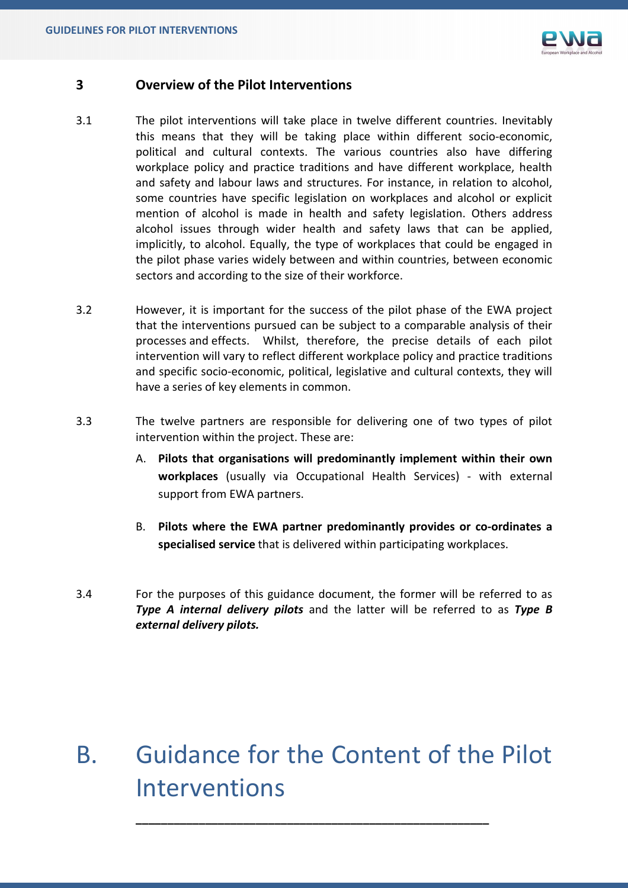## 3 Overview of the Pilot Interventions

3.1 The pilot interventions will take place in twelve different countries. Inevitably this means that they will be taking place within different socio-economic, political and cultural contexts. The various countries also have differing workplace policy and practice traditions and have different workplace, health and safety and labour laws and structures. For instance, in relation to alcohol, some countries have specific legislation on workplaces and alcohol or explicit mention of alcohol is made in health and safety legislation. Others address alcohol issues through wider health and safety laws that can be applied, implicitly, to alcohol. Equally, the type of workplaces that could be engaged in the pilot phase varies widely between and within countries, between economic sectors and according to the size of their workforce.

3.2 However, it is important for the success of the pilot phase of the EWA project that the interventions pursued can be subject to a comparable analysis of their processes and effects. Whilst, therefore, the precise details of each pilot intervention will vary to reflect different workplace policy and practice traditions and specific socio-economic, political, legislative and cultural contexts, they will have a series of key elements in common.

3.3 The twelve partners are responsible for delivering one of two types of pilot intervention within the project. These are:

A. **Pilots that organisations will predominantly implement within their own workplaces** (usually via Occupational Health Services) - with external support from EWA partners.

B. **Pilots where the EWA partner predominantly provides or co-ordinates a specialised service** that is delivered within participating workplaces.

3.4 For the purposes of this guidance document, the former will be referred to as ***Type A internal delivery pilots*** and the latter will be referred to as ***Type B external delivery pilots.***

# B. Guidance for the Content of the Pilot Interventions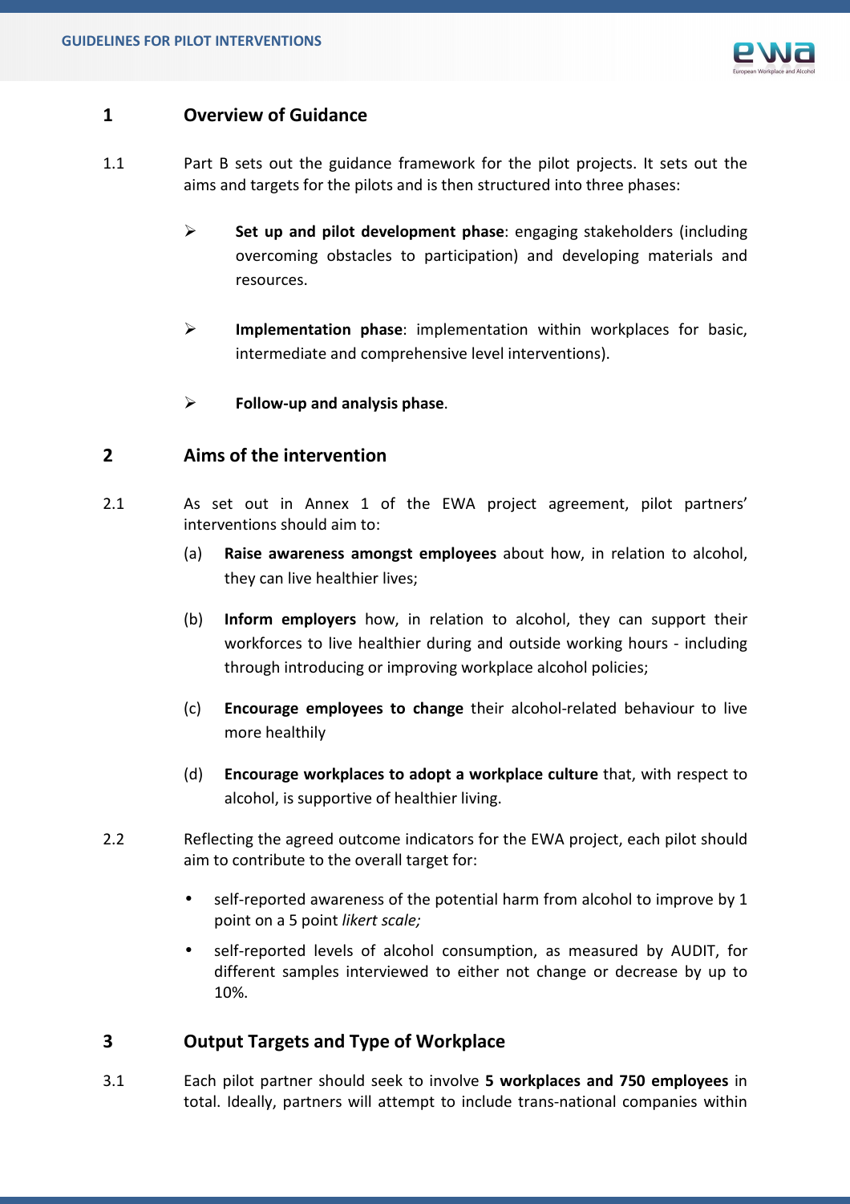## 1 Overview of Guidance

1.1 Part B sets out the guidance framework for the pilot projects. It sets out the aims and targets for the pilots and is then structured into three phases:

- **Set up and pilot development phase**: engaging stakeholders (including overcoming obstacles to participation) and developing materials and resources.
- **Implementation phase**: implementation within workplaces for basic, intermediate and comprehensive level interventions).
- **Follow-up and analysis phase**.

## 2 Aims of the intervention

2.1 As set out in Annex 1 of the EWA project agreement, pilot partners' interventions should aim to:

(a) **Raise awareness amongst employees** about how, in relation to alcohol, they can live healthier lives;

(b) **Inform employers** how, in relation to alcohol, they can support their workforces to live healthier during and outside working hours - including through introducing or improving workplace alcohol policies;

(c) **Encourage employees to change** their alcohol-related behaviour to live more healthily

(d) **Encourage workplaces to adopt a workplace culture** that, with respect to alcohol, is supportive of healthier living.

2.2 Reflecting the agreed outcome indicators for the EWA project, each pilot should aim to contribute to the overall target for:

- self-reported awareness of the potential harm from alcohol to improve by 1 point on a 5 point *likert scale;*
- self-reported levels of alcohol consumption, as measured by AUDIT, for different samples interviewed to either not change or decrease by up to 10%.

## 3 Output Targets and Type of Workplace

3.1 Each pilot partner should seek to involve **5 workplaces and 750 employees** in total. Ideally, partners will attempt to include trans-national companies within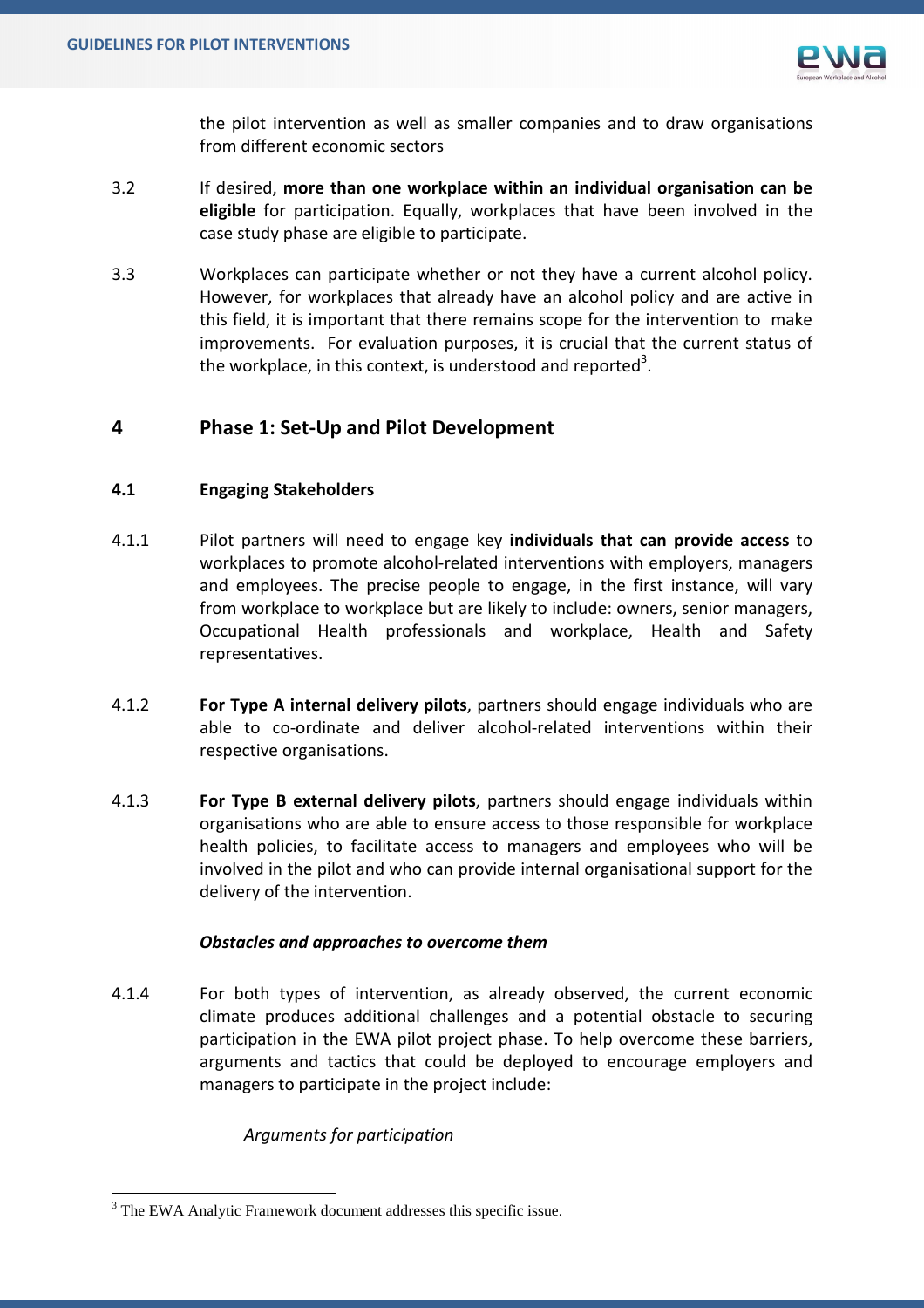the pilot intervention as well as smaller companies and to draw organisations from different economic sectors

3.2 If desired, **more than one workplace within an individual organisation can be eligible** for participation. Equally, workplaces that have been involved in the case study phase are eligible to participate.

3.3 Workplaces can participate whether or not they have a current alcohol policy. However, for workplaces that already have an alcohol policy and are active in this field, it is important that there remains scope for the intervention to make improvements. For evaluation purposes, it is crucial that the current status of the workplace, in this context, is understood and reported[3].

## 4 Phase 1: Set-Up and Pilot Development

### 4.1 Engaging Stakeholders

4.1.1 Pilot partners will need to engage key **individuals that can provide access** to workplaces to promote alcohol-related interventions with employers, managers and employees. The precise people to engage, in the first instance, will vary from workplace to workplace but are likely to include: owners, senior managers, Occupational Health professionals and workplace, Health and Safety representatives.

4.1.2 **For Type A internal delivery pilots**, partners should engage individuals who are able to co-ordinate and deliver alcohol-related interventions within their respective organisations.

4.1.3 **For Type B external delivery pilots**, partners should engage individuals within organisations who are able to ensure access to those responsible for workplace health policies, to facilitate access to managers and employees who will be involved in the pilot and who can provide internal organisational support for the delivery of the intervention.

***Obstacles and approaches to overcome them***

4.1.4 For both types of intervention, as already observed, the current economic climate produces additional challenges and a potential obstacle to securing participation in the EWA pilot project phase. To help overcome these barriers, arguments and tactics that could be deployed to encourage employers and managers to participate in the project include:

*Arguments for participation*

[3] The EWA Analytic Framework document addresses this specific issue.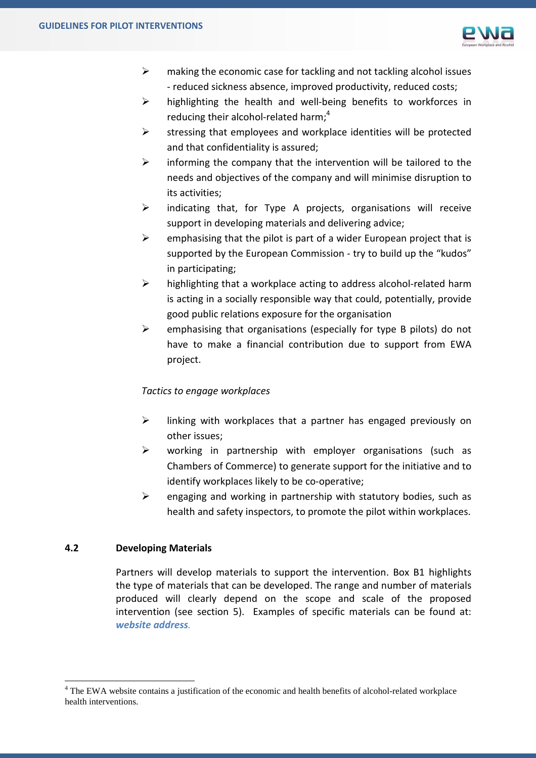- making the economic case for tackling and not tackling alcohol issues - reduced sickness absence, improved productivity, reduced costs;
- highlighting the health and well-being benefits to workforces in reducing their alcohol-related harm;[4]
- stressing that employees and workplace identities will be protected and that confidentiality is assured;
- informing the company that the intervention will be tailored to the needs and objectives of the company and will minimise disruption to its activities;
- indicating that, for Type A projects, organisations will receive support in developing materials and delivering advice;
- emphasising that the pilot is part of a wider European project that is supported by the European Commission - try to build up the "kudos" in participating;
- highlighting that a workplace acting to address alcohol-related harm is acting in a socially responsible way that could, potentially, provide good public relations exposure for the organisation
- emphasising that organisations (especially for type B pilots) do not have to make a financial contribution due to support from EWA project.

*Tactics to engage workplaces*

- linking with workplaces that a partner has engaged previously on other issues;
- working in partnership with employer organisations (such as Chambers of Commerce) to generate support for the initiative and to identify workplaces likely to be co-operative;
- engaging and working in partnership with statutory bodies, such as health and safety inspectors, to promote the pilot within workplaces.

### 4.2 Developing Materials

Partners will develop materials to support the intervention. Box B1 highlights the type of materials that can be developed. The range and number of materials produced will clearly depend on the scope and scale of the proposed intervention (see section 5). Examples of specific materials can be found at: ***website address***.

[4] The EWA website contains a justification of the economic and health benefits of alcohol-related workplace health interventions.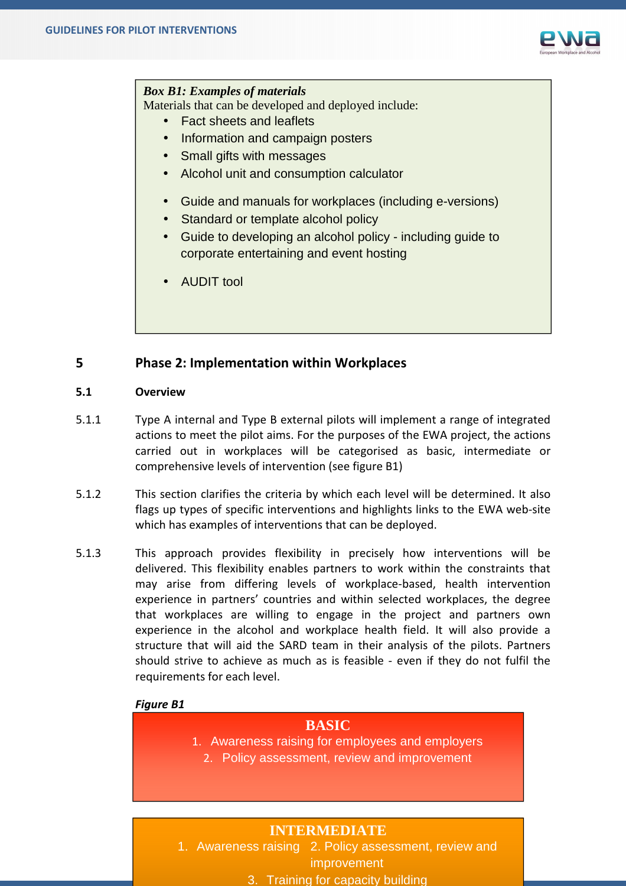**Box B1: Examples of materials**

Materials that can be developed and deployed include:

- Fact sheets and leaflets
- Information and campaign posters
- Small gifts with messages
- Alcohol unit and consumption calculator

- Guide and manuals for workplaces (including e-versions)
- Standard or template alcohol policy
- Guide to developing an alcohol policy - including guide to corporate entertaining and event hosting

- AUDIT tool

# 5 Phase 2: Implementation within Workplaces

## 5.1 Overview

5.1.1 Type A internal and Type B external pilots will implement a range of integrated actions to meet the pilot aims. For the purposes of the EWA project, the actions carried out in workplaces will be categorised as basic, intermediate or comprehensive levels of intervention (see figure B1)

5.1.2 This section clarifies the criteria by which each level will be determined. It also flags up types of specific interventions and highlights links to the EWA web-site which has examples of interventions that can be deployed.

5.1.3 This approach provides flexibility in precisely how interventions will be delivered. This flexibility enables partners to work within the constraints that may arise from differing levels of workplace-based, health intervention experience in partners' countries and within selected workplaces, the degree that workplaces are willing to engage in the project and partners own experience in the alcohol and workplace health field. It will also provide a structure that will aid the SARD team in their analysis of the pilots. Partners should strive to achieve as much as is feasible - even if they do not fulfil the requirements for each level.

***Figure B1***

**BASIC**

1. Awareness raising for employees and employers
2. Policy assessment, review and improvement

**INTERMEDIATE**

1. Awareness raising
2. Policy assessment, review and improvement
3. Training for capacity building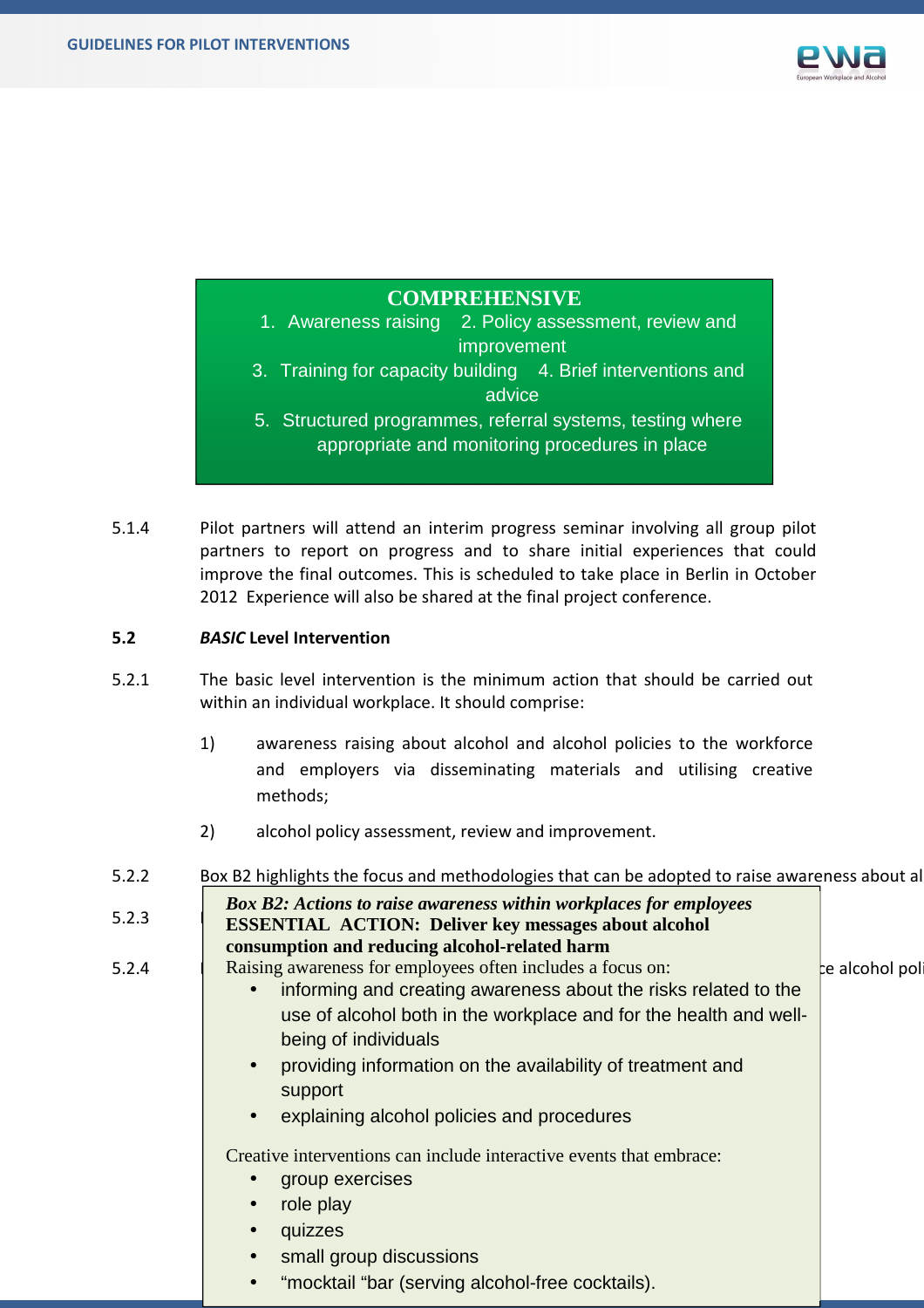**COMPREHENSIVE**

1. Awareness raising 2. Policy assessment, review and improvement
3. Training for capacity building 4. Brief interventions and advice
5. Structured programmes, referral systems, testing where appropriate and monitoring procedures in place

5.1.4 Pilot partners will attend an interim progress seminar involving all group pilot partners to report on progress and to share initial experiences that could improve the final outcomes. This is scheduled to take place in Berlin in October 2012 Experience will also be shared at the final project conference.

## 5.2 *BASIC* Level Intervention

5.2.1 The basic level intervention is the minimum action that should be carried out within an individual workplace. It should comprise:

1) awareness raising about alcohol and alcohol policies to the workforce and employers via disseminating materials and utilising creative methods;

2) alcohol policy assessment, review and improvement.

5.2.2 Box B2 highlights the focus and methodologies that can be adopted to raise awareness about al

5.2.3

5.2.4 ce alcohol poli

> ***Box B2: Actions to raise awareness within workplaces for employees***
> **ESSENTIAL ACTION: Deliver key messages about alcohol consumption and reducing alcohol-related harm**
>
> Raising awareness for employees often includes a focus on:
>
> - informing and creating awareness about the risks related to the use of alcohol both in the workplace and for the health and well-being of individuals
> - providing information on the availability of treatment and support
> - explaining alcohol policies and procedures
>
> Creative interventions can include interactive events that embrace:
>
> - group exercises
> - role play
> - quizzes
> - small group discussions
> - "mocktail "bar (serving alcohol-free cocktails).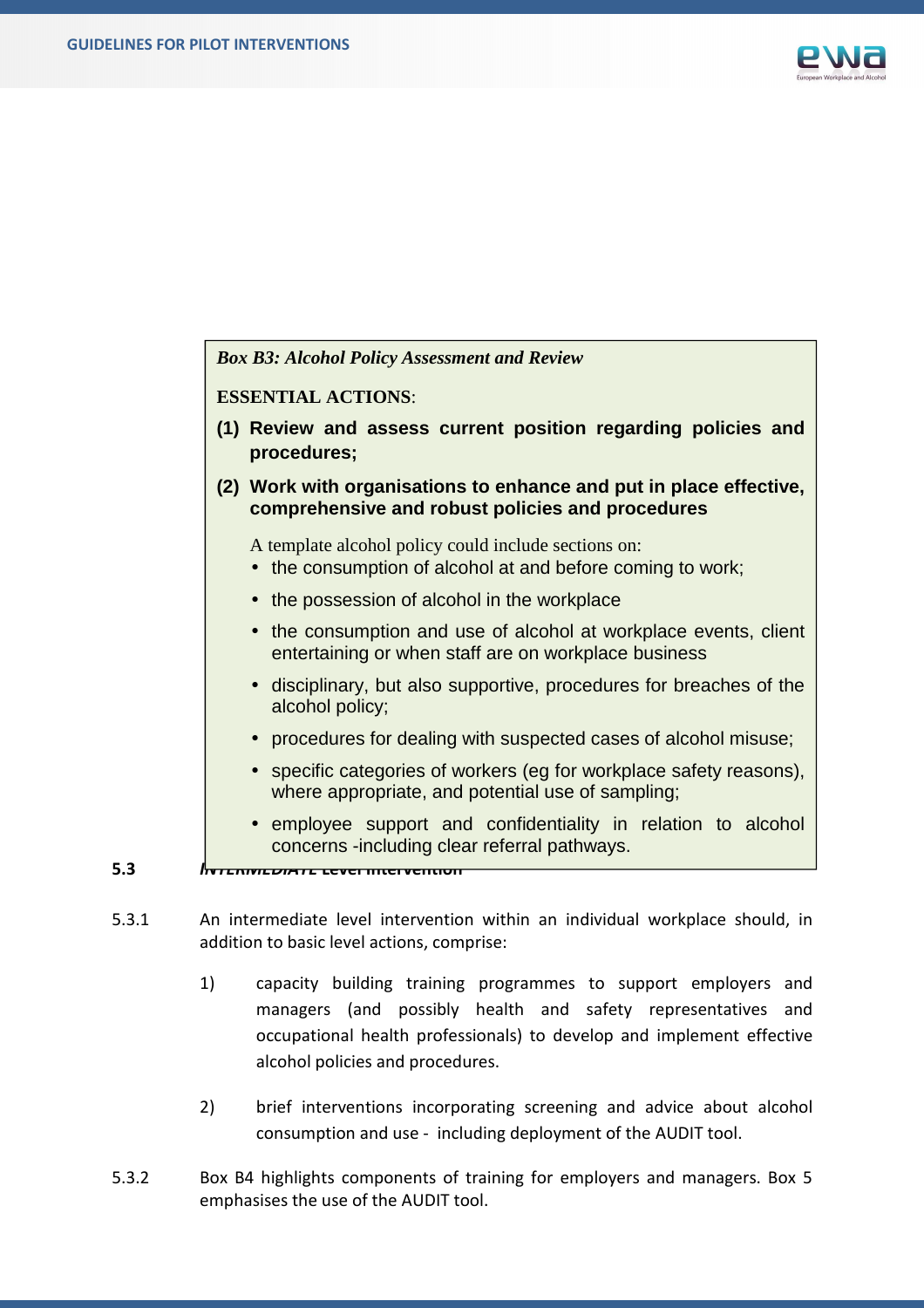*Box B3: Alcohol Policy Assessment and Review*

**ESSENTIAL ACTIONS**:

**(1) Review and assess current position regarding policies and procedures;**

**(2) Work with organisations to enhance and put in place effective, comprehensive and robust policies and procedures**

A template alcohol policy could include sections on:

- the consumption of alcohol at and before coming to work;
- the possession of alcohol in the workplace
- the consumption and use of alcohol at workplace events, client entertaining or when staff are on workplace business
- disciplinary, but also supportive, procedures for breaches of the alcohol policy;
- procedures for dealing with suspected cases of alcohol misuse;
- specific categories of workers (eg for workplace safety reasons), where appropriate, and potential use of sampling;
- employee support and confidentiality in relation to alcohol concerns -including clear referral pathways.

## 5.3 *INTERMEDIATE* Level Intervention

5.3.1 An intermediate level intervention within an individual workplace should, in addition to basic level actions, comprise:

1) capacity building training programmes to support employers and managers (and possibly health and safety representatives and occupational health professionals) to develop and implement effective alcohol policies and procedures.

2) brief interventions incorporating screening and advice about alcohol consumption and use - including deployment of the AUDIT tool.

5.3.2 Box B4 highlights components of training for employers and managers. Box 5 emphasises the use of the AUDIT tool.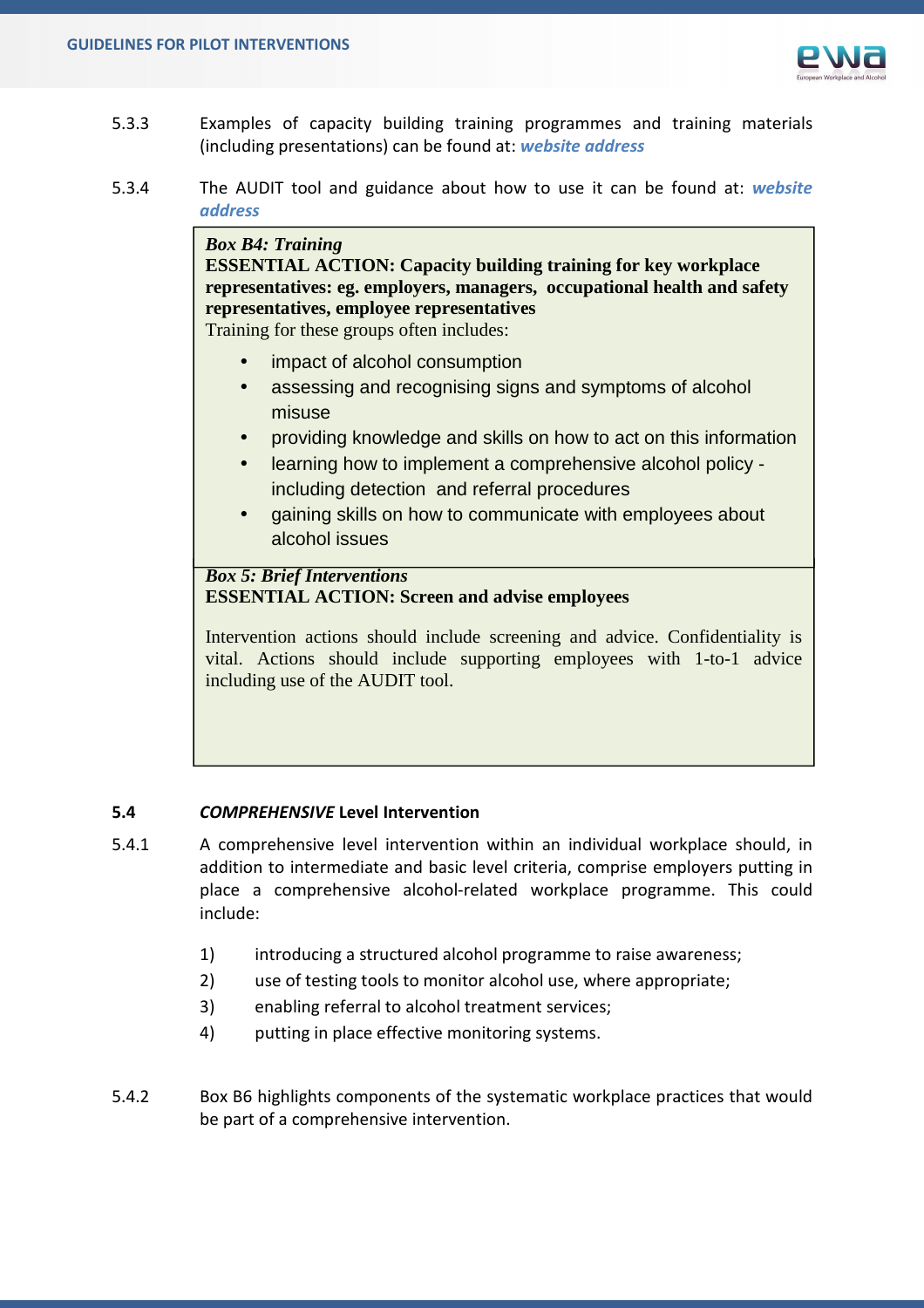5.3.3 Examples of capacity building training programmes and training materials (including presentations) can be found at: ***website address***

5.3.4 The AUDIT tool and guidance about how to use it can be found at: ***website address***

> ***Box B4: Training***
> **ESSENTIAL ACTION: Capacity building training for key workplace representatives: eg. employers, managers, occupational health and safety representatives, employee representatives**
> Training for these groups often includes:
>
> - impact of alcohol consumption
> - assessing and recognising signs and symptoms of alcohol misuse
> - providing knowledge and skills on how to act on this information
> - learning how to implement a comprehensive alcohol policy - including detection and referral procedures
> - gaining skills on how to communicate with employees about alcohol issues

> ***Box 5: Brief Interventions***
> **ESSENTIAL ACTION: Screen and advise employees**
>
> Intervention actions should include screening and advice. Confidentiality is vital. Actions should include supporting employees with 1-to-1 advice including use of the AUDIT tool.

## 5.4 *COMPREHENSIVE* Level Intervention

5.4.1 A comprehensive level intervention within an individual workplace should, in addition to intermediate and basic level criteria, comprise employers putting in place a comprehensive alcohol-related workplace programme. This could include:

1) introducing a structured alcohol programme to raise awareness;
2) use of testing tools to monitor alcohol use, where appropriate;
3) enabling referral to alcohol treatment services;
4) putting in place effective monitoring systems.

5.4.2 Box B6 highlights components of the systematic workplace practices that would be part of a comprehensive intervention.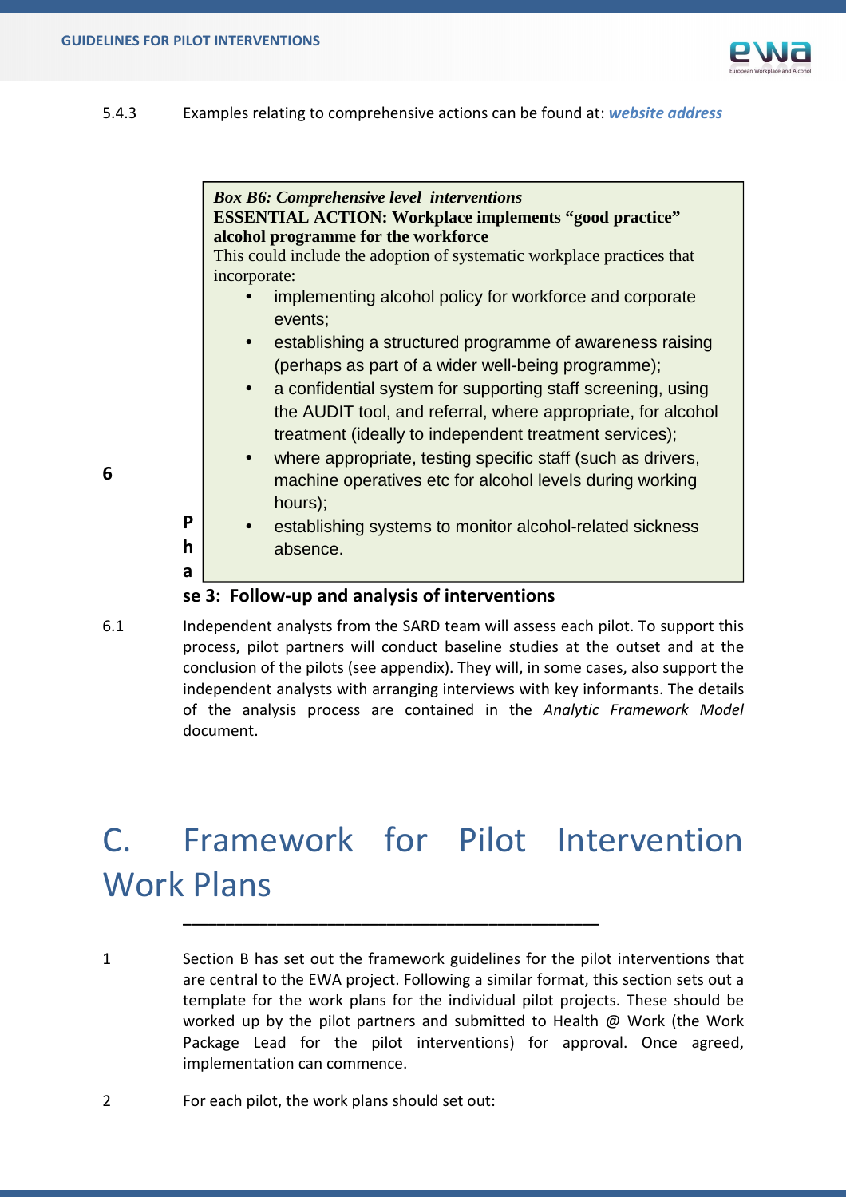5.4.3 Examples relating to comprehensive actions can be found at: ***website address***

> ***Box B6: Comprehensive level interventions***
> **ESSENTIAL ACTION: Workplace implements "good practice" alcohol programme for the workforce**
> This could include the adoption of systematic workplace practices that incorporate:
>
> - implementing alcohol policy for workforce and corporate events;
> - establishing a structured programme of awareness raising (perhaps as part of a wider well-being programme);
> - a confidential system for supporting staff screening, using the AUDIT tool, and referral, where appropriate, for alcohol treatment (ideally to independent treatment services);
> - where appropriate, testing specific staff (such as drivers, machine operatives etc for alcohol levels during working hours);
> - establishing systems to monitor alcohol-related sickness absence.

## 6 Phase 3: Follow-up and analysis of interventions

6.1 Independent analysts from the SARD team will assess each pilot. To support this process, pilot partners will conduct baseline studies at the outset and at the conclusion of the pilots (see appendix). They will, in some cases, also support the independent analysts with arranging interviews with key informants. The details of the analysis process are contained in the *Analytic Framework Model* document.

# C. Framework for Pilot Intervention Work Plans

1 Section B has set out the framework guidelines for the pilot interventions that are central to the EWA project. Following a similar format, this section sets out a template for the work plans for the individual pilot projects. These should be worked up by the pilot partners and submitted to Health @ Work (the Work Package Lead for the pilot interventions) for approval. Once agreed, implementation can commence.

2 For each pilot, the work plans should set out: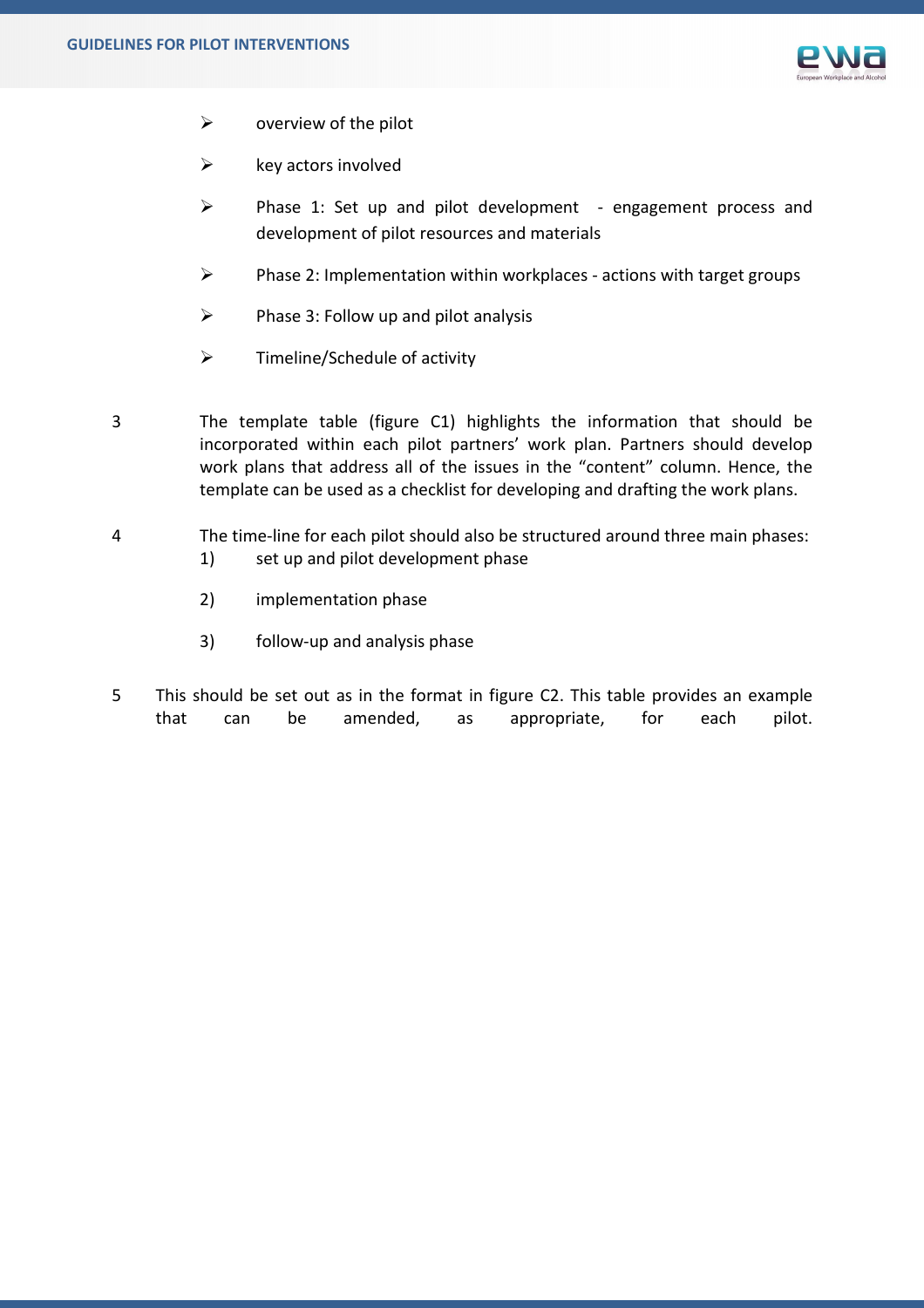- overview of the pilot
- key actors involved
- Phase 1: Set up and pilot development - engagement process and development of pilot resources and materials
- Phase 2: Implementation within workplaces - actions with target groups
- Phase 3: Follow up and pilot analysis
- Timeline/Schedule of activity

3. The template table (figure C1) highlights the information that should be incorporated within each pilot partners' work plan. Partners should develop work plans that address all of the issues in the "content" column. Hence, the template can be used as a checklist for developing and drafting the work plans.

4. The time-line for each pilot should also be structured around three main phases:
   1) set up and pilot development phase
   2) implementation phase
   3) follow-up and analysis phase

5. This should be set out as in the format in figure C2. This table provides an example that can be amended, as appropriate, for each pilot.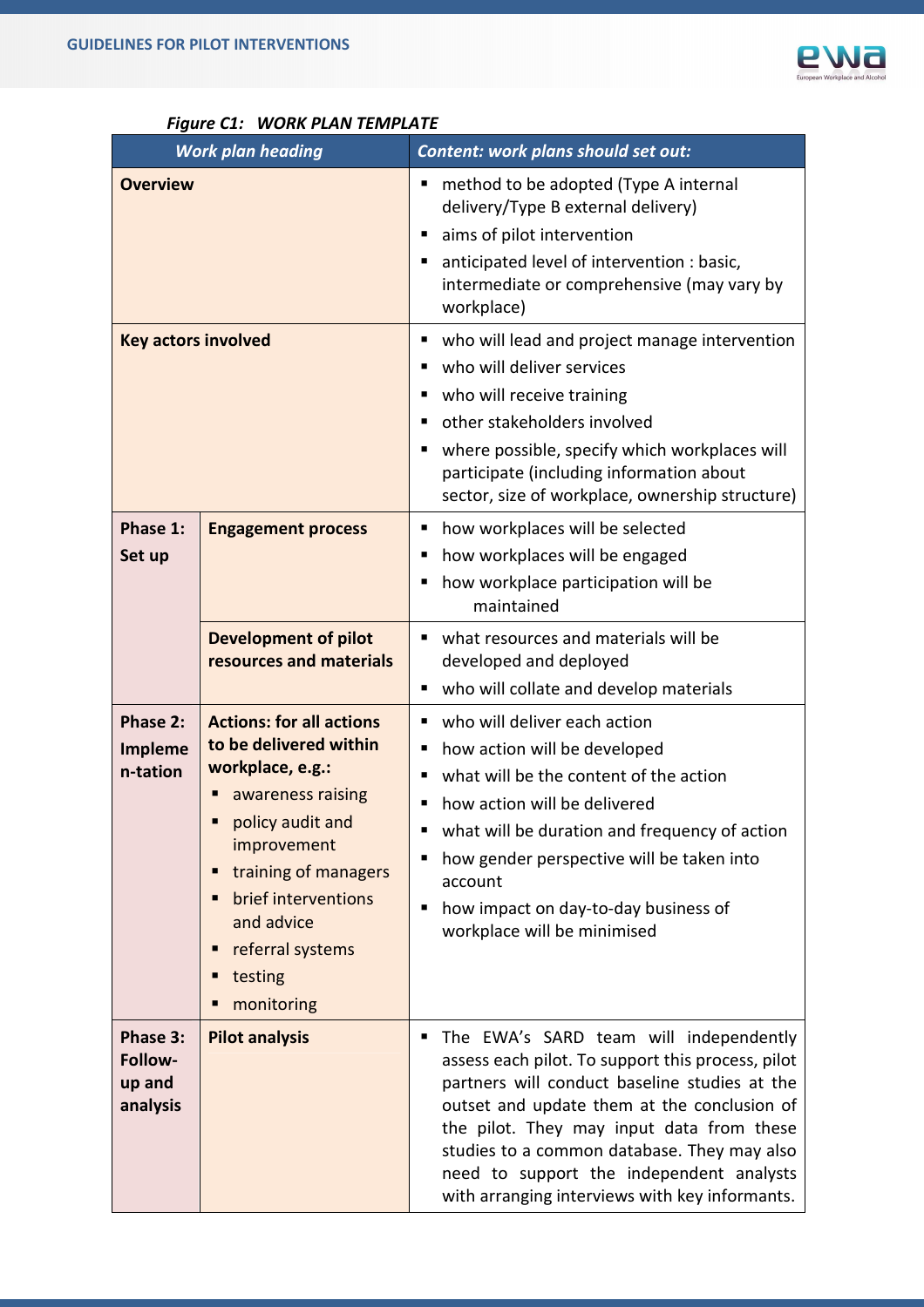*Figure C1: WORK PLAN TEMPLATE*

| *Work plan heading* | | *Content: work plans should set out:* |
|---|---|---|
| **Overview** | | ▪ method to be adopted (Type A internal delivery/Type B external delivery)<br>▪ aims of pilot intervention<br>▪ anticipated level of intervention : basic, intermediate or comprehensive (may vary by workplace) |
| **Key actors involved** | | ▪ who will lead and project manage intervention<br>▪ who will deliver services<br>▪ who will receive training<br>▪ other stakeholders involved<br>▪ where possible, specify which workplaces will participate (including information about sector, size of workplace, ownership structure) |
| **Phase 1: Set up** | **Engagement process** | ▪ how workplaces will be selected<br>▪ how workplaces will be engaged<br>▪ how workplace participation will be maintained |
| | **Development of pilot resources and materials** | ▪ what resources and materials will be developed and deployed<br>▪ who will collate and develop materials |
| **Phase 2: Impleme n-tation** | **Actions: for all actions to be delivered within workplace, e.g.:**<br>▪ awareness raising<br>▪ policy audit and improvement<br>▪ training of managers<br>▪ brief interventions and advice<br>▪ referral systems<br>▪ testing<br>▪ monitoring | ▪ who will deliver each action<br>▪ how action will be developed<br>▪ what will be the content of the action<br>▪ how action will be delivered<br>▪ what will be duration and frequency of action<br>▪ how gender perspective will be taken into account<br>▪ how impact on day-to-day business of workplace will be minimised |
| **Phase 3: Follow-up and analysis** | **Pilot analysis** | ▪ The EWA's SARD team will independently assess each pilot. To support this process, pilot partners will conduct baseline studies at the outset and update them at the conclusion of the pilot. They may input data from these studies to a common database. They may also need to support the independent analysts with arranging interviews with key informants. |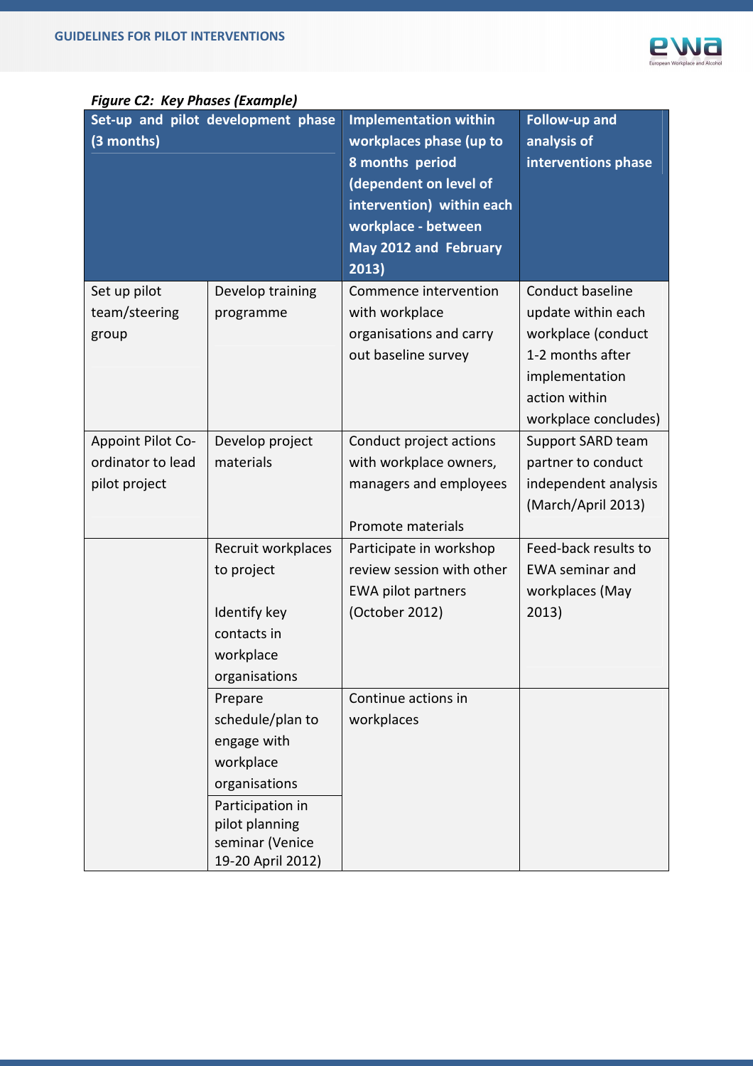*Figure C2: Key Phases (Example)*

| Set-up and pilot development phase (3 months) | | Implementation within workplaces phase (up to 8 months period (dependent on level of intervention) within each workplace - between May 2012 and February 2013) | Follow-up and analysis of interventions phase |
|---|---|---|---|
| Set up pilot team/steering group | Develop training programme | Commence intervention with workplace organisations and carry out baseline survey | Conduct baseline update within each workplace (conduct 1-2 months after implementation action within workplace concludes) |
| Appoint Pilot Co-ordinator to lead pilot project | Develop project materials | Conduct project actions with workplace owners, managers and employees<br><br>Promote materials | Support SARD team partner to conduct independent analysis (March/April 2013) |
| | Recruit workplaces to project<br><br>Identify key contacts in workplace organisations | Participate in workshop review session with other EWA pilot partners (October 2012) | Feed-back results to EWA seminar and workplaces (May 2013) |
| | Prepare schedule/plan to engage with workplace organisations | Continue actions in workplaces | |
| | Participation in pilot planning seminar (Venice 19-20 April 2012) | | |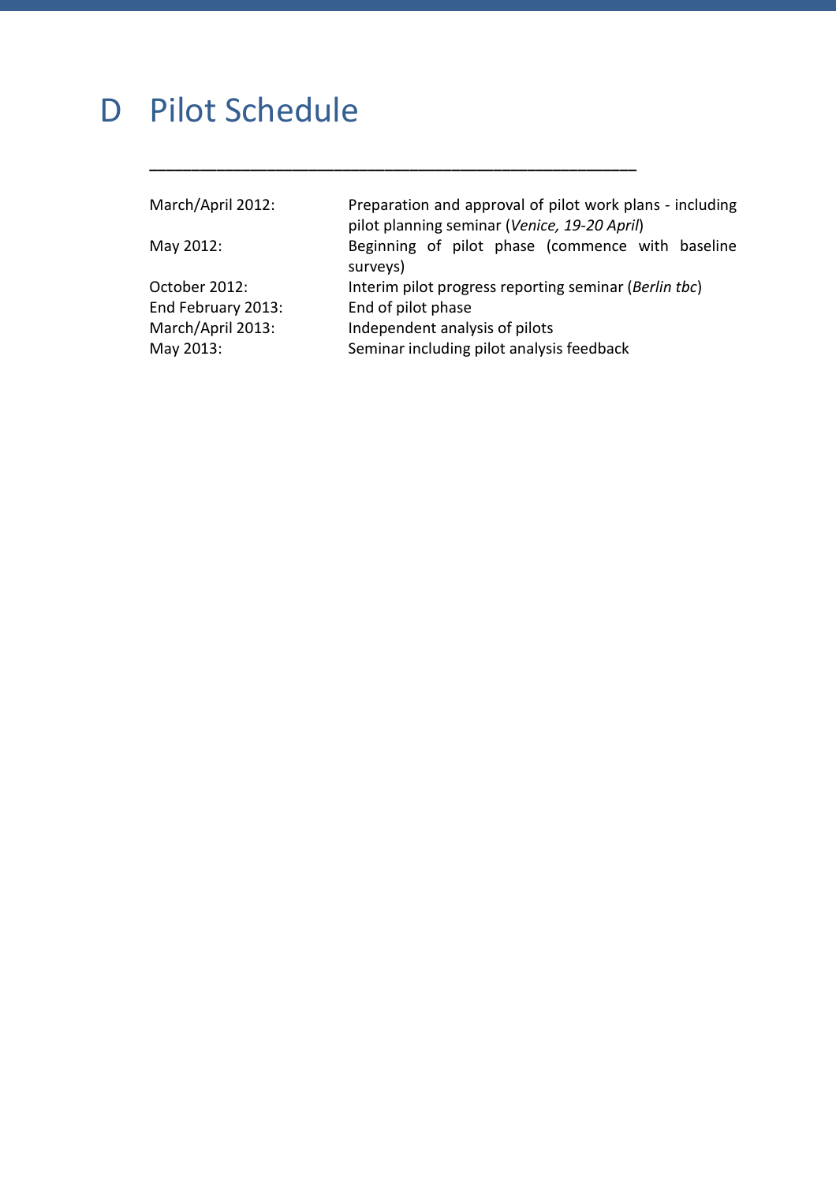# D Pilot Schedule

| | |
|---|---|
| March/April 2012: | Preparation and approval of pilot work plans - including pilot planning seminar (*Venice, 19-20 April*) |
| May 2012: | Beginning of pilot phase (commence with baseline surveys) |
| October 2012: | Interim pilot progress reporting seminar (*Berlin tbc*) |
| End February 2013: | End of pilot phase |
| March/April 2013: | Independent analysis of pilots |
| May 2013: | Seminar including pilot analysis feedback |